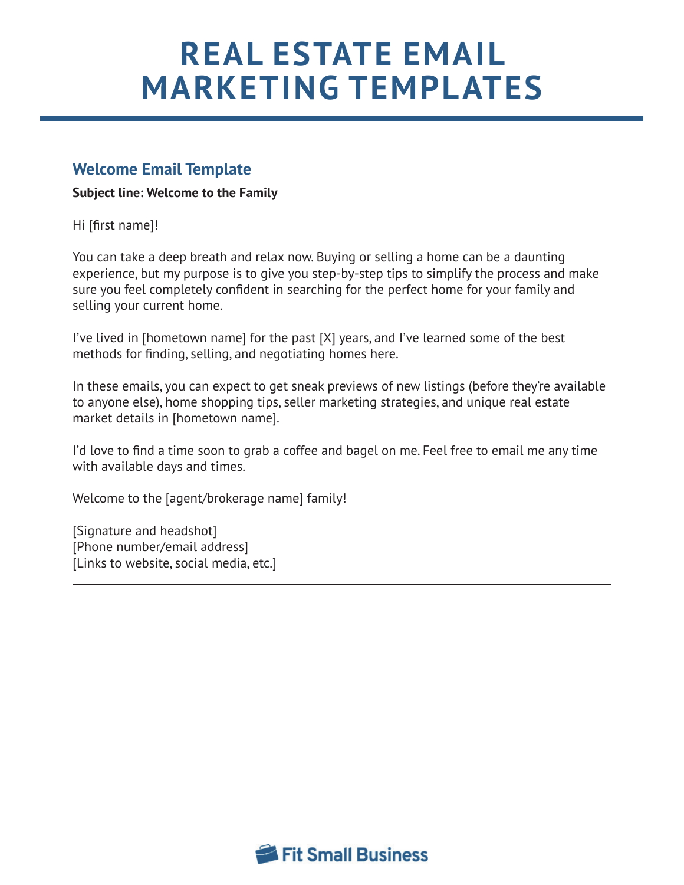# REAL ESTATE EMAIL MARKETING TEMPLATES

## Welcome Email Template

**Subject line: Welcome to the Family**

Hi [first name]!

You can take a deep breath and relax now. Buying or selling a home can be a daunting experience, but my purpose is to give you step-by-step tips to simplify the process and make sure you feel completely confident in searching for the perfect home for your family and selling your current home.

I've lived in [hometown name] for the past [X] years, and I've learned some of the best methods for finding, selling, and negotiating homes here.

In these emails, you can expect to get sneak previews of new listings (before they're available to anyone else), home shopping tips, seller marketing strategies, and unique real estate market details in [hometown name].

I'd love to find a time soon to grab a coffee and bagel on me. Feel free to email me any time with available days and times.

Welcome to the [agent/brokerage name] family!

[Signature and headshot]
[Phone number/email address]
[Links to website, social media, etc.]

---

Fit Small Business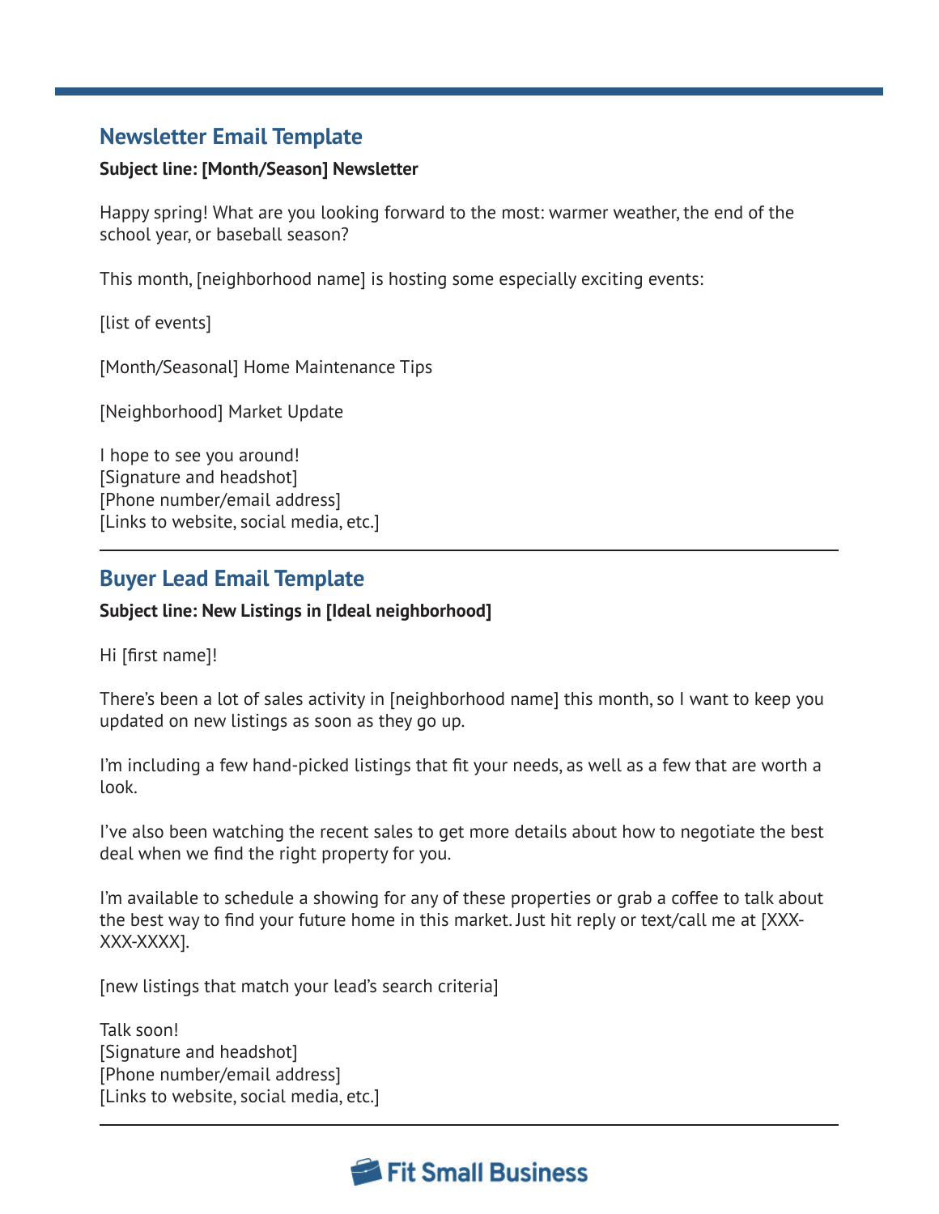## Newsletter Email Template

**Subject line: [Month/Season] Newsletter**

Happy spring! What are you looking forward to the most: warmer weather, the end of the school year, or baseball season?

This month, [neighborhood name] is hosting some especially exciting events:

[list of events]

[Month/Seasonal] Home Maintenance Tips

[Neighborhood] Market Update

I hope to see you around!
[Signature and headshot]
[Phone number/email address]
[Links to website, social media, etc.]

---

## Buyer Lead Email Template

**Subject line: New Listings in [Ideal neighborhood]**

Hi [first name]!

There's been a lot of sales activity in [neighborhood name] this month, so I want to keep you updated on new listings as soon as they go up.

I'm including a few hand-picked listings that fit your needs, as well as a few that are worth a look.

I've also been watching the recent sales to get more details about how to negotiate the best deal when we find the right property for you.

I'm available to schedule a showing for any of these properties or grab a coffee to talk about the best way to find your future home in this market. Just hit reply or text/call me at [XXX-XXX-XXXX].

[new listings that match your lead's search criteria]

Talk soon!
[Signature and headshot]
[Phone number/email address]
[Links to website, social media, etc.]

---

Fit Small Business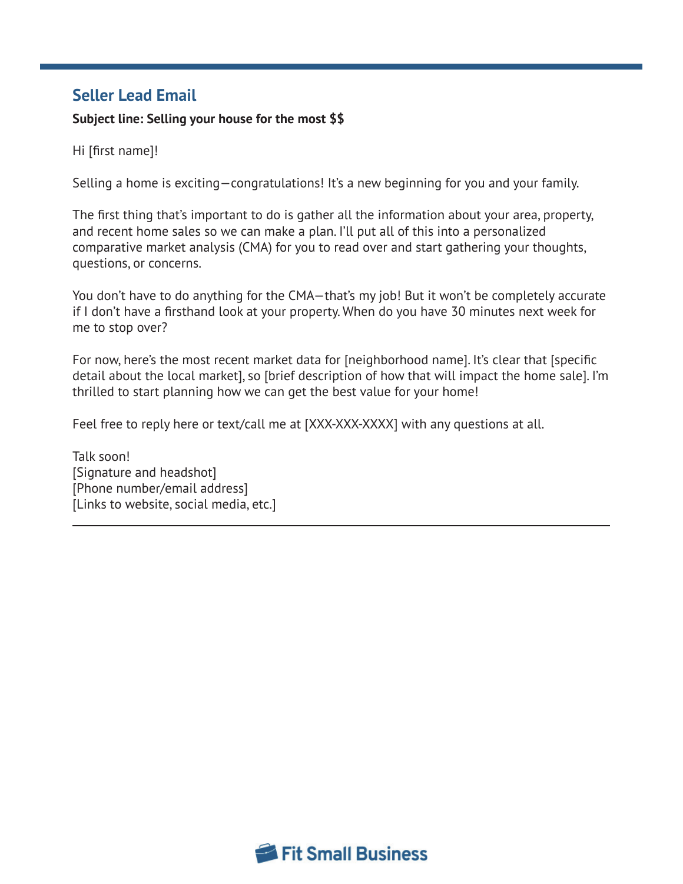## Seller Lead Email

**Subject line: Selling your house for the most $$**

Hi [first name]!

Selling a home is exciting—congratulations! It's a new beginning for you and your family.

The first thing that's important to do is gather all the information about your area, property, and recent home sales so we can make a plan. I'll put all of this into a personalized comparative market analysis (CMA) for you to read over and start gathering your thoughts, questions, or concerns.

You don't have to do anything for the CMA—that's my job! But it won't be completely accurate if I don't have a firsthand look at your property. When do you have 30 minutes next week for me to stop over?

For now, here's the most recent market data for [neighborhood name]. It's clear that [specific detail about the local market], so [brief description of how that will impact the home sale]. I'm thrilled to start planning how we can get the best value for your home!

Feel free to reply here or text/call me at [XXX-XXX-XXXX] with any questions at all.

Talk soon!
[Signature and headshot]
[Phone number/email address]
[Links to website, social media, etc.]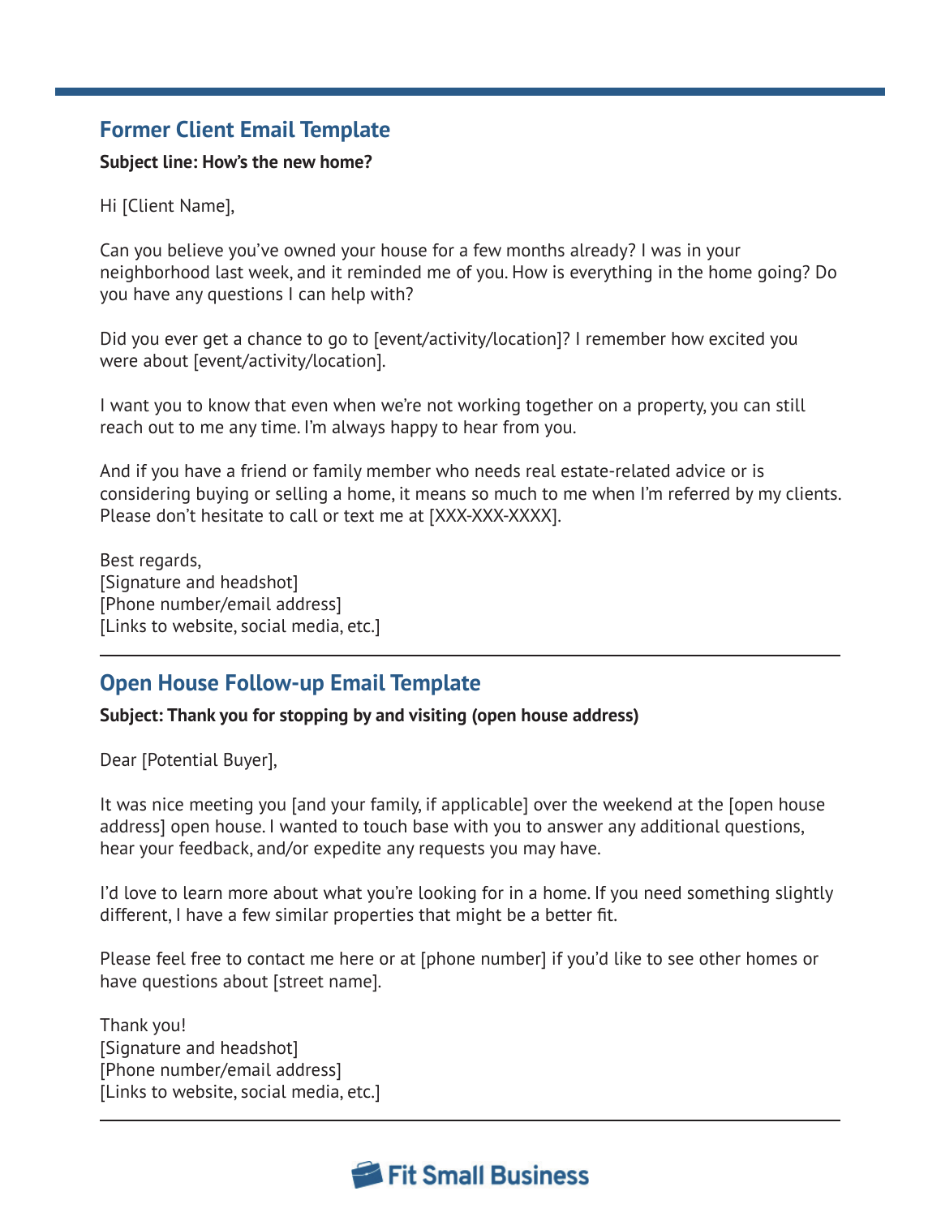## Former Client Email Template

**Subject line: How's the new home?**

Hi [Client Name],

Can you believe you've owned your house for a few months already? I was in your neighborhood last week, and it reminded me of you. How is everything in the home going? Do you have any questions I can help with?

Did you ever get a chance to go to [event/activity/location]? I remember how excited you were about [event/activity/location].

I want you to know that even when we're not working together on a property, you can still reach out to me any time. I'm always happy to hear from you.

And if you have a friend or family member who needs real estate-related advice or is considering buying or selling a home, it means so much to me when I'm referred by my clients. Please don't hesitate to call or text me at [XXX-XXX-XXXX].

Best regards,
[Signature and headshot]
[Phone number/email address]
[Links to website, social media, etc.]

---

## Open House Follow-up Email Template

**Subject: Thank you for stopping by and visiting (open house address)**

Dear [Potential Buyer],

It was nice meeting you [and your family, if applicable] over the weekend at the [open house address] open house. I wanted to touch base with you to answer any additional questions, hear your feedback, and/or expedite any requests you may have.

I'd love to learn more about what you're looking for in a home. If you need something slightly different, I have a few similar properties that might be a better fit.

Please feel free to contact me here or at [phone number] if you'd like to see other homes or have questions about [street name].

Thank you!
[Signature and headshot]
[Phone number/email address]
[Links to website, social media, etc.]

---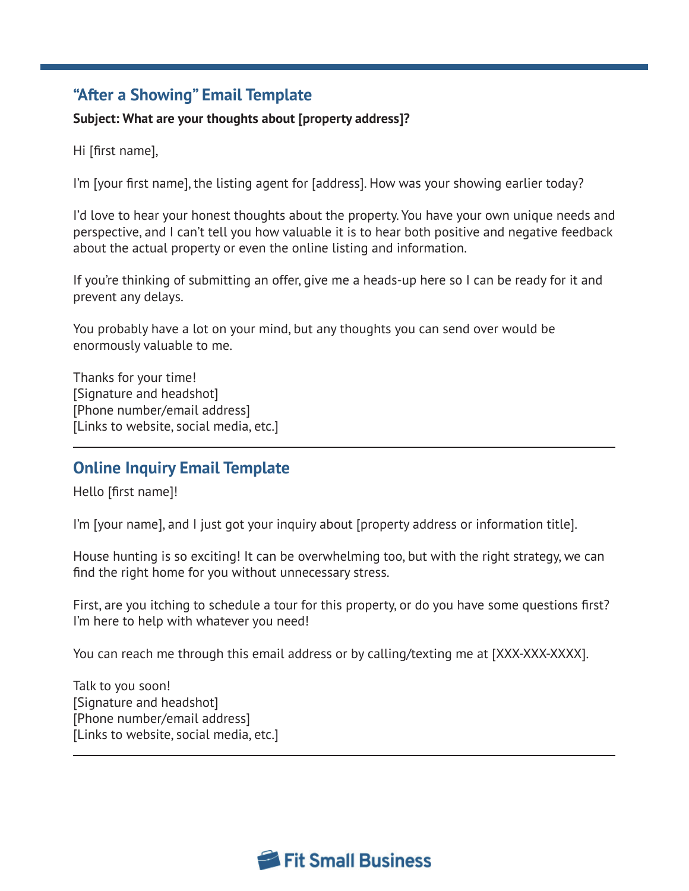## "After a Showing" Email Template

**Subject: What are your thoughts about [property address]?**

Hi [first name],

I'm [your first name], the listing agent for [address]. How was your showing earlier today?

I'd love to hear your honest thoughts about the property. You have your own unique needs and perspective, and I can't tell you how valuable it is to hear both positive and negative feedback about the actual property or even the online listing and information.

If you're thinking of submitting an offer, give me a heads-up here so I can be ready for it and prevent any delays.

You probably have a lot on your mind, but any thoughts you can send over would be enormously valuable to me.

Thanks for your time!
[Signature and headshot]
[Phone number/email address]
[Links to website, social media, etc.]

---

## Online Inquiry Email Template

Hello [first name]!

I'm [your name], and I just got your inquiry about [property address or information title].

House hunting is so exciting! It can be overwhelming too, but with the right strategy, we can find the right home for you without unnecessary stress.

First, are you itching to schedule a tour for this property, or do you have some questions first? I'm here to help with whatever you need!

You can reach me through this email address or by calling/texting me at [XXX-XXX-XXXX].

Talk to you soon!
[Signature and headshot]
[Phone number/email address]
[Links to website, social media, etc.]

---

Fit Small Business